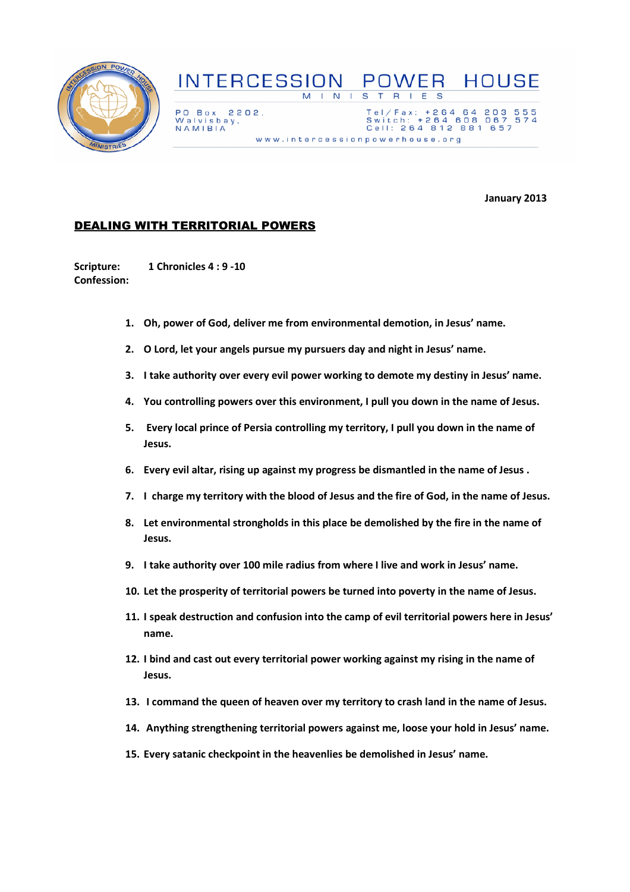# INTERCESSION POWER HOUSE

MINISTRIES

PO Box 2202,
Walvisbay,
NAMIBIA

Tel/Fax: +264 64 203 555
Switch: +264 608 067 574
Cell: 264 812 881 657

www.intercessionpowerhouse.org

**January 2013**

## DEALING WITH TERRITORIAL POWERS

**Scripture:** **1 Chronicles 4 : 9 -10**
**Confession:**

1. **Oh, power of God, deliver me from environmental demotion, in Jesus' name.**
2. **O Lord, let your angels pursue my pursuers day and night in Jesus' name.**
3. **I take authority over every evil power working to demote my destiny in Jesus' name.**
4. **You controlling powers over this environment, I pull you down in the name of Jesus.**
5. **Every local prince of Persia controlling my territory, I pull you down in the name of Jesus.**
6. **Every evil altar, rising up against my progress be dismantled in the name of Jesus .**
7. **I charge my territory with the blood of Jesus and the fire of God, in the name of Jesus.**
8. **Let environmental strongholds in this place be demolished by the fire in the name of Jesus.**
9. **I take authority over 100 mile radius from where I live and work in Jesus' name.**
10. **Let the prosperity of territorial powers be turned into poverty in the name of Jesus.**
11. **I speak destruction and confusion into the camp of evil territorial powers here in Jesus' name.**
12. **I bind and cast out every territorial power working against my rising in the name of Jesus.**
13. **I command the queen of heaven over my territory to crash land in the name of Jesus.**
14. **Anything strengthening territorial powers against me, loose your hold in Jesus' name.**
15. **Every satanic checkpoint in the heavenlies be demolished in Jesus' name.**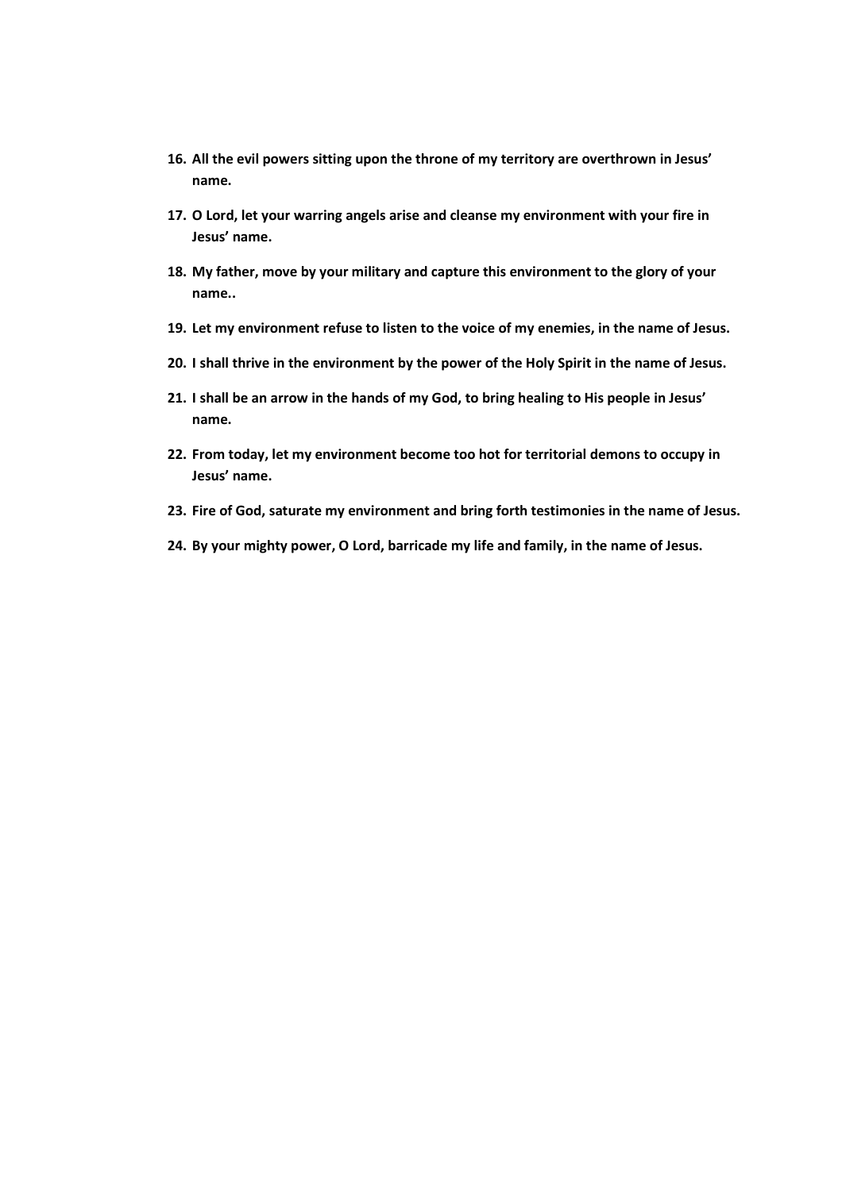16. **All the evil powers sitting upon the throne of my territory are overthrown in Jesus' name.**
17. **O Lord, let your warring angels arise and cleanse my environment with your fire in Jesus' name.**
18. **My father, move by your military and capture this environment to the glory of your name..**
19. **Let my environment refuse to listen to the voice of my enemies, in the name of Jesus.**
20. **I shall thrive in the environment by the power of the Holy Spirit in the name of Jesus.**
21. **I shall be an arrow in the hands of my God, to bring healing to His people in Jesus' name.**
22. **From today, let my environment become too hot for territorial demons to occupy in Jesus' name.**
23. **Fire of God, saturate my environment and bring forth testimonies in the name of Jesus.**
24. **By your mighty power, O Lord, barricade my life and family, in the name of Jesus.**